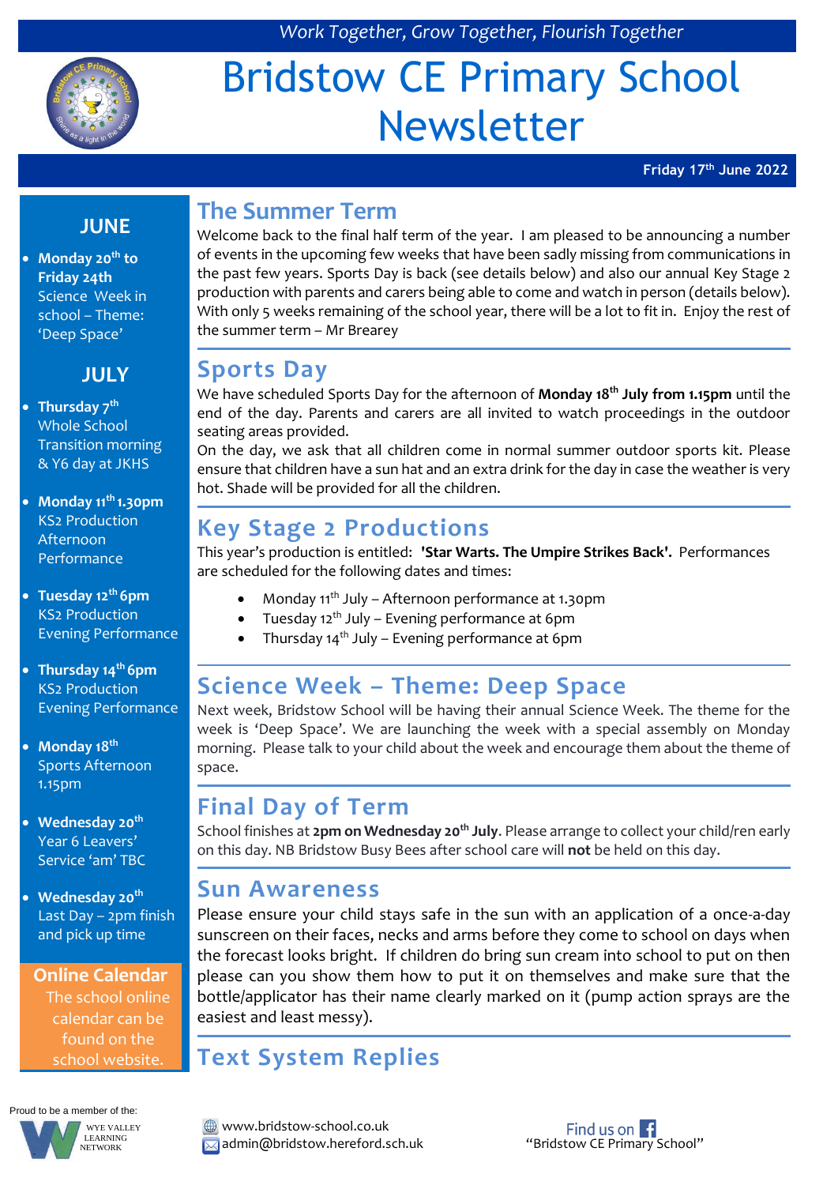*Work Together, Grow Together, Flourish Together*

# Bridstow CE Primary School Newsletter

**Friday 17th June 2022**

## JUNE

- **Monday 20th to Friday 24th** Science Week in school – Theme: 'Deep Space'

## JULY

- **Thursday 7th** Whole School Transition morning & Y6 day at JKHS
- **Monday 11th 1.30pm** KS2 Production Afternoon Performance
- **Tuesday 12th 6pm** KS2 Production Evening Performance
- **Thursday 14th 6pm** KS2 Production Evening Performance
- **Monday 18th** Sports Afternoon 1.15pm
- **Wednesday 20th** Year 6 Leavers' Service 'am' TBC
- **Wednesday 20th** Last Day – 2pm finish and pick up time

**Online Calendar**
The school online calendar can be found on the school website.

## The Summer Term

Welcome back to the final half term of the year. I am pleased to be announcing a number of events in the upcoming few weeks that have been sadly missing from communications in the past few years. Sports Day is back (see details below) and also our annual Key Stage 2 production with parents and carers being able to come and watch in person (details below). With only 5 weeks remaining of the school year, there will be a lot to fit in. Enjoy the rest of the summer term – Mr Brearey

## Sports Day

We have scheduled Sports Day for the afternoon of **Monday 18th July from 1.15pm** until the end of the day. Parents and carers are all invited to watch proceedings in the outdoor seating areas provided.

On the day, we ask that all children come in normal summer outdoor sports kit. Please ensure that children have a sun hat and an extra drink for the day in case the weather is very hot. Shade will be provided for all the children.

## Key Stage 2 Productions

This year's production is entitled: **'Star Warts. The Umpire Strikes Back'.** Performances are scheduled for the following dates and times:

- Monday 11th July – Afternoon performance at 1.30pm
- Tuesday 12th July – Evening performance at 6pm
- Thursday 14th July – Evening performance at 6pm

## Science Week – Theme: Deep Space

Next week, Bridstow School will be having their annual Science Week. The theme for the week is 'Deep Space'. We are launching the week with a special assembly on Monday morning. Please talk to your child about the week and encourage them about the theme of space.

## Final Day of Term

School finishes at **2pm on Wednesday 20th July**. Please arrange to collect your child/ren early on this day. NB Bridstow Busy Bees after school care will **not** be held on this day.

## Sun Awareness

Please ensure your child stays safe in the sun with an application of a once-a-day sunscreen on their faces, necks and arms before they come to school on days when the forecast looks bright. If children do bring sun cream into school to put on then please can you show them how to put it on themselves and make sure that the bottle/applicator has their name clearly marked on it (pump action sprays are the easiest and least messy).

## Text System Replies

Proud to be a member of the: Wye Valley Learning Network

www.bridstow-school.co.uk
admin@bridstow.hereford.sch.uk

Find us on Facebook "Bridstow CE Primary School"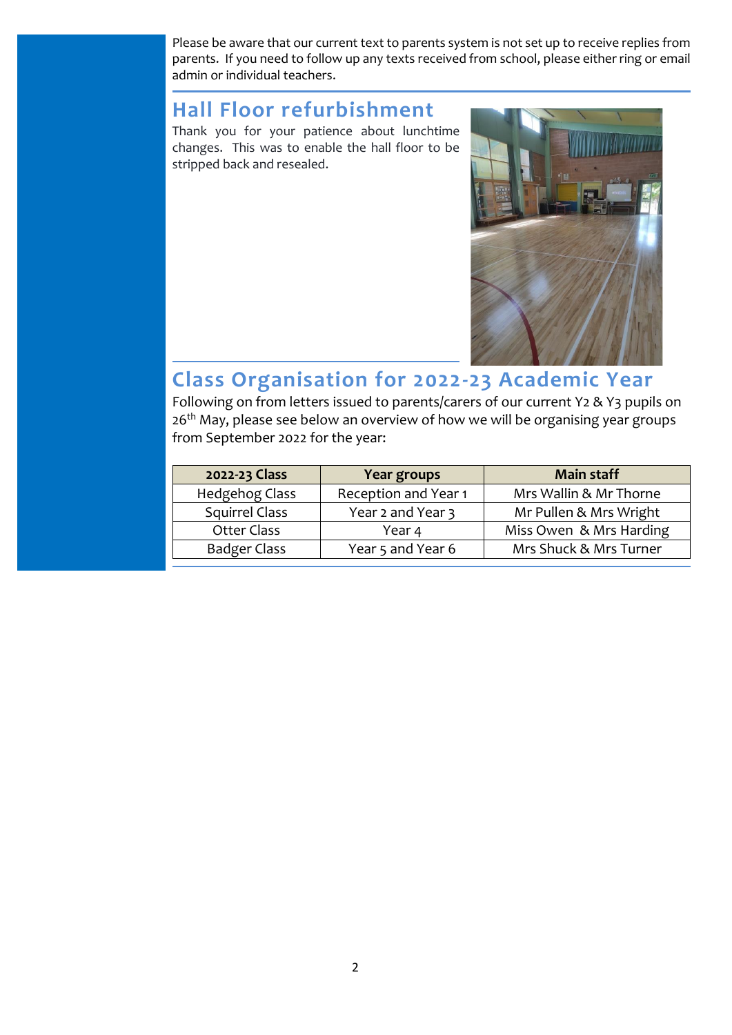Please be aware that our current text to parents system is not set up to receive replies from parents. If you need to follow up any texts received from school, please either ring or email admin or individual teachers.

## Hall Floor refurbishment

Thank you for your patience about lunchtime changes. This was to enable the hall floor to be stripped back and resealed.

## Class Organisation for 2022-23 Academic Year

Following on from letters issued to parents/carers of our current Y2 & Y3 pupils on 26th May, please see below an overview of how we will be organising year groups from September 2022 for the year:

| 2022-23 Class | Year groups | Main staff |
|---|---|---|
| Hedgehog Class | Reception and Year 1 | Mrs Wallin & Mr Thorne |
| Squirrel Class | Year 2 and Year 3 | Mr Pullen & Mrs Wright |
| Otter Class | Year 4 | Miss Owen & Mrs Harding |
| Badger Class | Year 5 and Year 6 | Mrs Shuck & Mrs Turner |